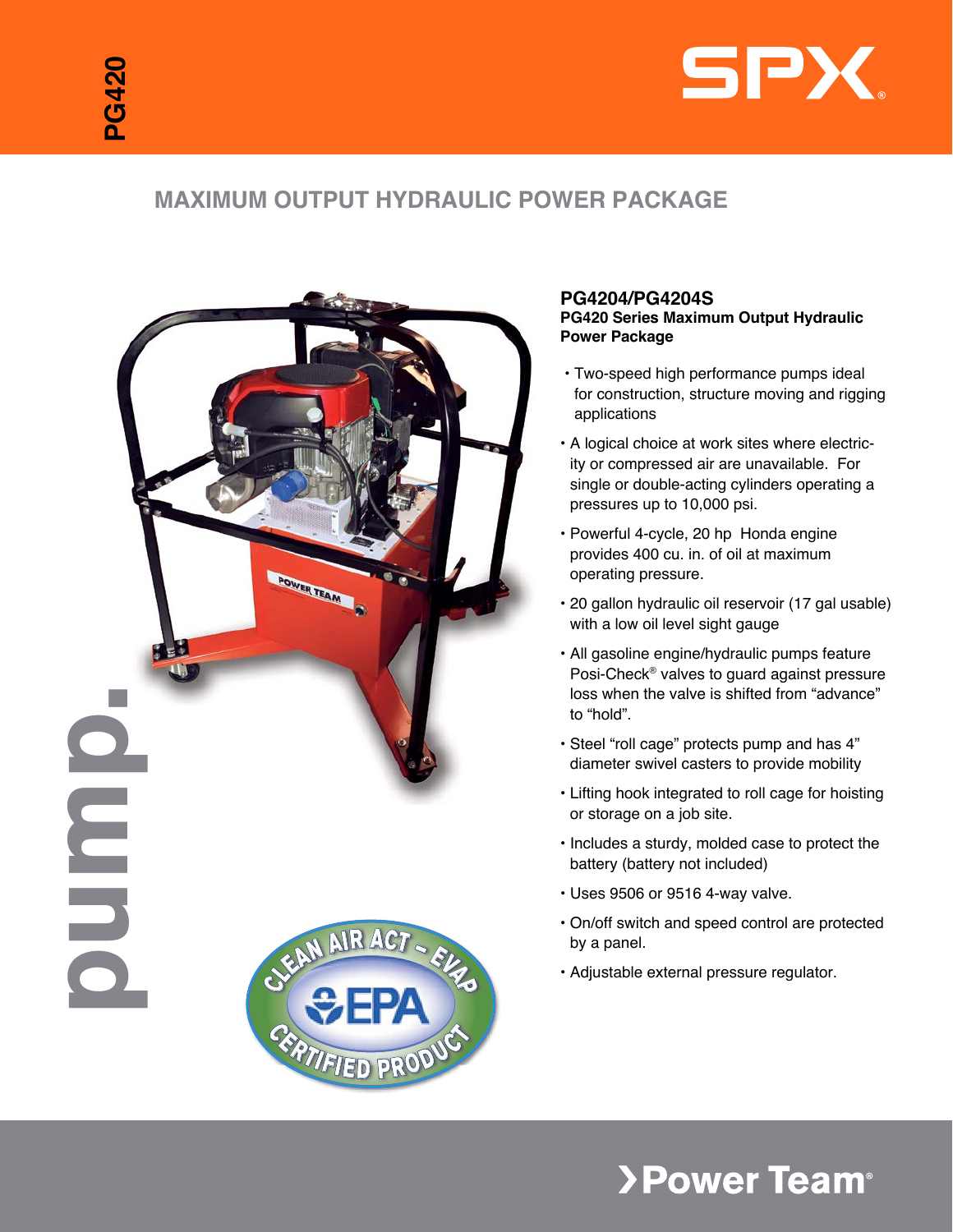# MAXIMUM OUTPUT HYDRAULIC POWER PACKAGE

## PG4204/PG4204S

**PG420 Series Maximum Output Hydraulic Power Package**

- Two-speed high performance pumps ideal for construction, structure moving and rigging applications
- A logical choice at work sites where electricity or compressed air are unavailable. For single or double-acting cylinders operating a pressures up to 10,000 psi.
- Powerful 4-cycle, 20 hp Honda engine provides 400 cu. in. of oil at maximum operating pressure.
- 20 gallon hydraulic oil reservoir (17 gal usable) with a low oil level sight gauge
- All gasoline engine/hydraulic pumps feature Posi-Check® valves to guard against pressure loss when the valve is shifted from "advance" to "hold".
- Steel "roll cage" protects pump and has 4" diameter swivel casters to provide mobility
- Lifting hook integrated to roll cage for hoisting or storage on a job site.
- Includes a sturdy, molded case to protect the battery (battery not included)
- Uses 9506 or 9516 4-way valve.
- On/off switch and speed control are protected by a panel.
- Adjustable external pressure regulator.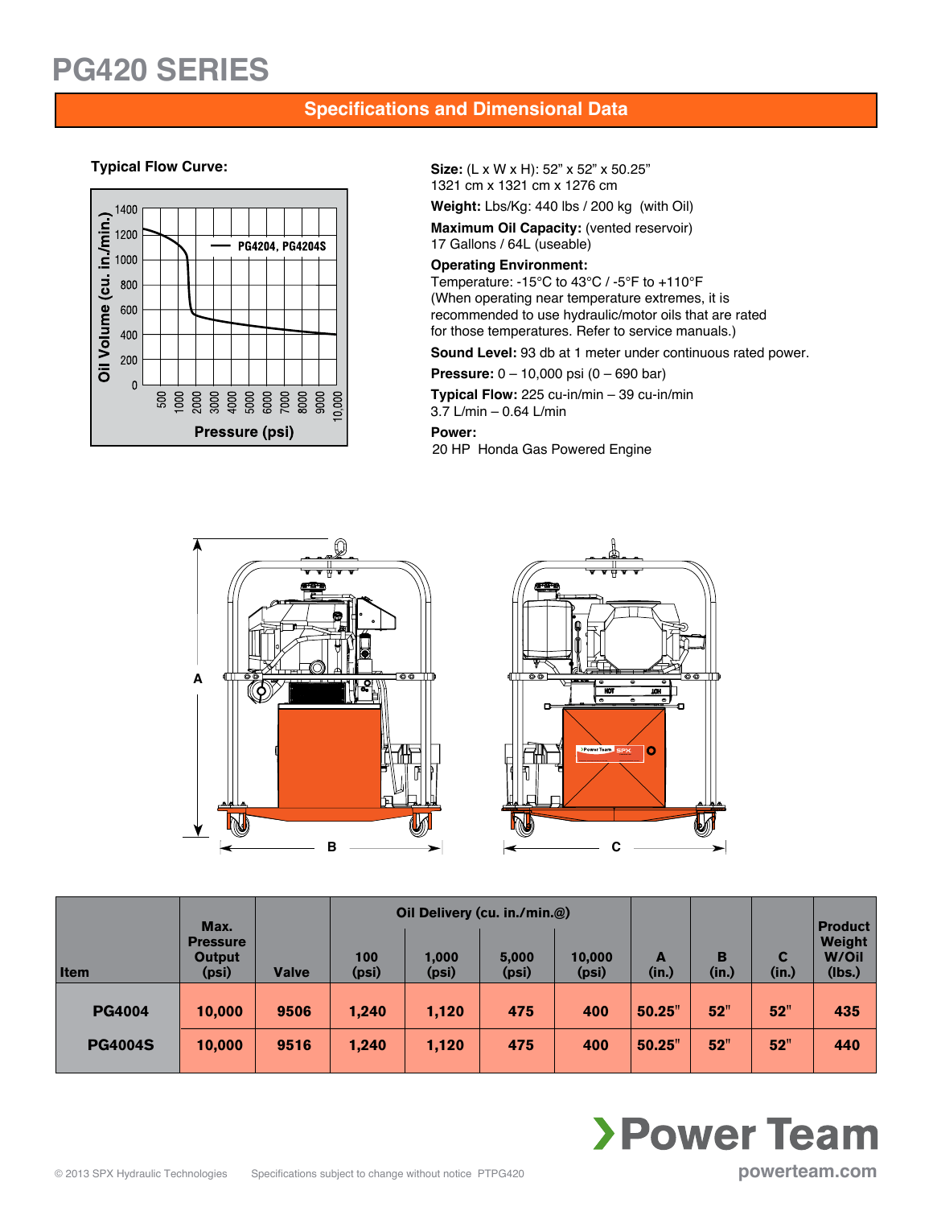# PG420 SERIES

## Specifications and Dimensional Data

**Typical Flow Curve:**

Oil Volume (cu. in./min.)

1400
1200
1000
800
600
400
200
0

PG4204, PG4204S

500
1000
2000
3000
4000
5000
6000
7000
8000
9000
10,000

Pressure (psi)

**Size:** (L x W x H): 52" x 52" x 50.25"
1321 cm x 1321 cm x 1276 cm

**Weight:** Lbs/Kg: 440 lbs / 200 kg (with Oil)

**Maximum Oil Capacity:** (vented reservoir)
17 Gallons / 64L (useable)

**Operating Environment:**
Temperature: -15°C to 43°C / -5°F to +110°F
(When operating near temperature extremes, it is recommended to use hydraulic/motor oils that are rated for those temperatures. Refer to service manuals.)

**Sound Level:** 93 db at 1 meter under continuous rated power.

**Pressure:** 0 – 10,000 psi (0 – 690 bar)

**Typical Flow:** 225 cu-in/min – 39 cu-in/min
3.7 L/min – 0.64 L/min

**Power:**
20 HP Honda Gas Powered Engine

A

B

C

| Item | Max. Pressure Output (psi) | Valve | Oil Delivery (cu. in./min.@) | | | | A (in.) | B (in.) | C (in.) | Product Weight W/Oil (lbs.) |
|---|---|---|---|---|---|---|---|---|---|---|
| | | | 100 (psi) | 1,000 (psi) | 5,000 (psi) | 10,000 (psi) | | | | |
| PG4004 | 10,000 | 9506 | 1,240 | 1,120 | 475 | 400 | 50.25" | 52" | 52" | 435 |
| PG4004S | 10,000 | 9516 | 1,240 | 1,120 | 475 | 400 | 50.25" | 52" | 52" | 440 |

© 2013 SPX Hydraulic Technologies    Specifications subject to change without notice PTPG420

Power Team
powerteam.com